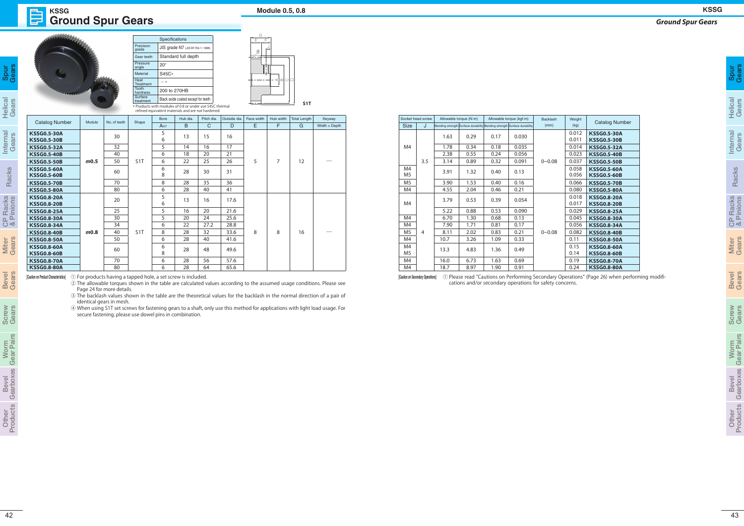# KSSG Ground Spur Gears

## Module 0.5, 0.8

| Specifications | |
|---|---|
| Precision grade | JIS grade N7 (JIS B1702-1: 1998) |
| Gear teeth | Standard full depth |
| Pressure angle | 20° |
| Material | S45C* |
| Heat Treatment | —* |
| Tooth hardness | 200 to 270HB |
| Surface treatment | Black oxide coated except for teeth |

* Products with modules of 0.8 or under use S45C thermal refined equivalent materials and are not hardened.

S1T

| Catalog Number | Module | No. of teeth | Shape | Bore | Hub dia. | Pitch dia. | Outside dia. | Face width | Hub width | Total Length | Keyway | Socket head screw | | Allowable torque (N·m) | | Allowable torque (kgf·m) | | Backlash (mm) | Weight (kg) | Catalog Number |
|---|---|---|---|---|---|---|---|---|---|---|---|---|---|---|---|---|---|---|---|---|
| | | | | $A_{H7}$ | B | C | D | E | F | G | Width × Depth | Size | J | Bending strength | Surface durability | Bending strength | Surface durability | | | |
| KSSG0.5-30A | m0.5 | 30 | S1T | 5 | 13 | 15 | 16 | 5 | 7 | 12 | — | M4 | 3.5 | 1.63 | 0.29 | 0.17 | 0.030 | 0~0.08 | 0.012 | KSSG0.5-30A |
| KSSG0.5-30B | | 30 | | 6 | 13 | 15 | 16 | | | | | M4 | | 1.63 | 0.29 | 0.17 | 0.030 | | 0.011 | KSSG0.5-30B |
| KSSG0.5-32A | | 32 | | 5 | 14 | 16 | 17 | | | | | M4 | | 1.78 | 0.34 | 0.18 | 0.035 | | 0.014 | KSSG0.5-32A |
| KSSG0.5-40B | | 40 | | 6 | 18 | 20 | 21 | | | | | M4 | | 2.38 | 0.55 | 0.24 | 0.056 | | 0.023 | KSSG0.5-40B |
| KSSG0.5-50B | | 50 | | 6 | 22 | 25 | 26 | | | | | M4 | | 3.14 | 0.89 | 0.32 | 0.091 | | 0.037 | KSSG0.5-50B |
| KSSG0.5-60A | | 60 | | 6 | 28 | 30 | 31 | | | | | M4 | | 3.91 | 1.32 | 0.40 | 0.13 | | 0.058 | KSSG0.5-60A |
| KSSG0.5-60B | | 60 | | 8 | 28 | 30 | 31 | | | | | M5 | | 3.91 | 1.32 | 0.40 | 0.13 | | 0.056 | KSSG0.5-60B |
| KSSG0.5-70B | | 70 | | 8 | 28 | 35 | 36 | | | | | M5 | | 3.90 | 1.53 | 0.40 | 0.16 | | 0.066 | KSSG0.5-70B |
| KSSG0.5-80A | | 80 | | 6 | 28 | 40 | 41 | | | | | M4 | | 4.55 | 2.04 | 0.46 | 0.21 | | 0.080 | KSSG0.5-80A |
| KSSG0.8-20A | m0.8 | 20 | S1T | 5 | 13 | 16 | 17.6 | 8 | 8 | 16 | — | M4 | 4 | 3.79 | 0.53 | 0.39 | 0.054 | 0~0.08 | 0.018 | KSSG0.8-20A |
| KSSG0.8-20B | | 20 | | 6 | 13 | 16 | 17.6 | | | | | M4 | | 3.79 | 0.53 | 0.39 | 0.054 | | 0.017 | KSSG0.8-20B |
| KSSG0.8-25A | | 25 | | 5 | 16 | 20 | 21.6 | | | | | M4 | | 5.22 | 0.88 | 0.53 | 0.090 | | 0.029 | KSSG0.8-25A |
| KSSG0.8-30A | | 30 | | 5 | 20 | 24 | 25.6 | | | | | M4 | | 6.70 | 1.30 | 0.68 | 0.13 | | 0.045 | KSSG0.8-30A |
| KSSG0.8-34A | | 34 | | 6 | 22 | 27.2 | 28.8 | | | | | M4 | | 7.90 | 1.71 | 0.81 | 0.17 | | 0.056 | KSSG0.8-34A |
| KSSG0.8-40B | | 40 | | 8 | 28 | 32 | 33.6 | | | | | M5 | | 8.11 | 2.02 | 0.83 | 0.21 | | 0.082 | KSSG0.8-40B |
| KSSG0.8-50A | | 50 | | 6 | 28 | 40 | 41.6 | | | | | M4 | | 10.7 | 3.26 | 1.09 | 0.33 | | 0.11 | KSSG0.8-50A |
| KSSG0.8-60A | | 60 | | 6 | 28 | 48 | 49.6 | | | | | M4 | | 13.3 | 4.83 | 1.36 | 0.49 | | 0.15 | KSSG0.8-60A |
| KSSG0.8-60B | | 60 | | 8 | 28 | 48 | 49.6 | | | | | M5 | | 13.3 | 4.83 | 1.36 | 0.49 | | 0.14 | KSSG0.8-60B |
| KSSG0.8-70A | | 70 | | 6 | 28 | 56 | 57.6 | | | | | M4 | | 16.0 | 6.73 | 1.63 | 0.69 | | 0.19 | KSSG0.8-70A |
| KSSG0.8-80A | | 80 | | 6 | 28 | 64 | 65.6 | | | | | M4 | | 18.7 | 8.97 | 1.90 | 0.91 | | 0.24 | KSSG0.8-80A |

[Caution on Product Characteristics]
① For products having a tapped hole, a set screw is included.
② The allowable torques shown in the table are calculated values according to the assumed usage conditions. Please see Page 24 for more details.
③ The backlash values shown in the table are the theoretical values for the backlash in the normal direction of a pair of identical gears in mesh.
④ When using S1T set screws for fastening gears to a shaft, only use this method for applications with light load usage. For secure fastening, please use dowel pins in combination.

[Caution on Secondary Operations]
① Please read "Cautions on Performing Secondary Operations" (Page 26) when performing modifications and/or secondary operations for safety concerns.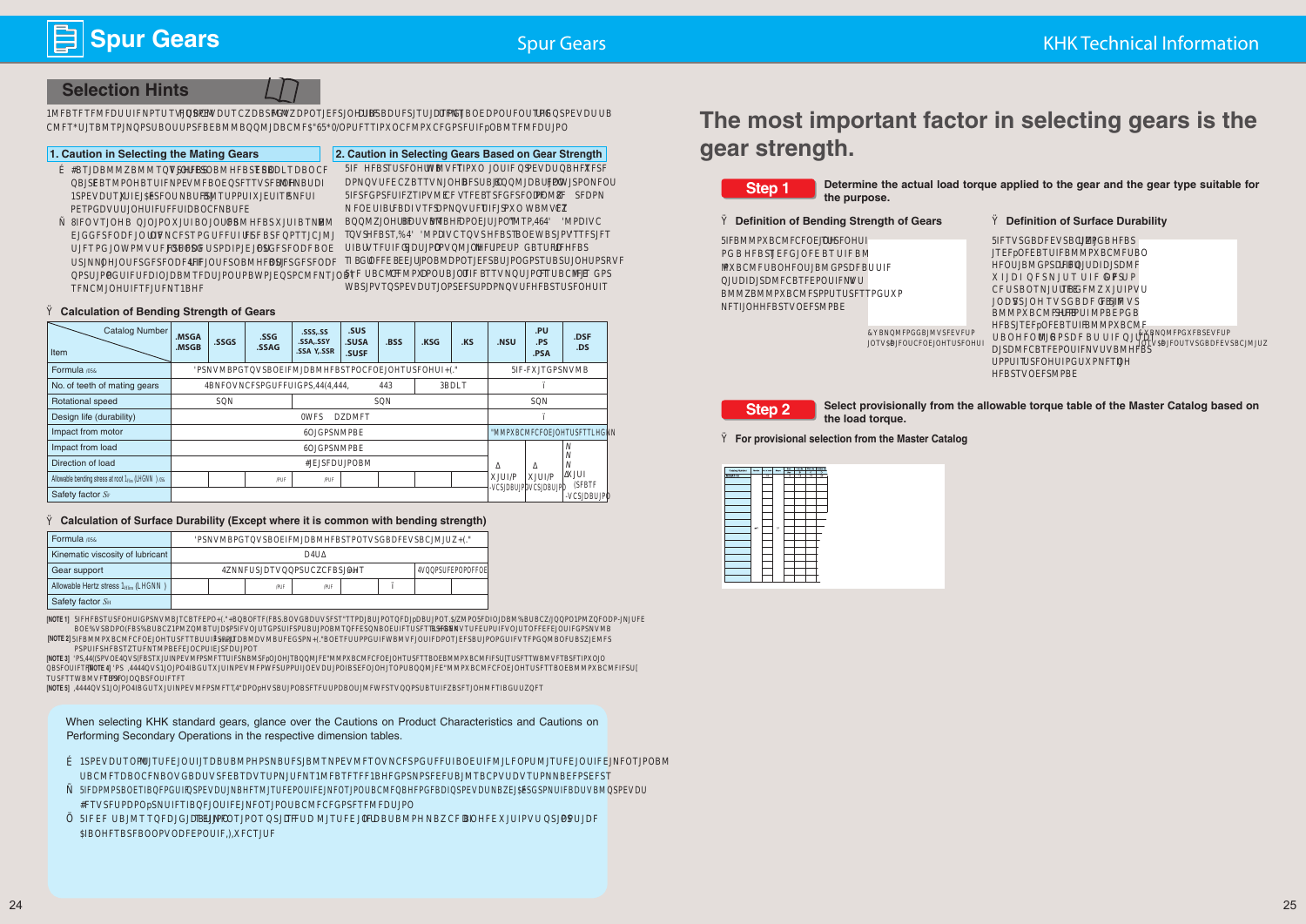# Spur Gears

## Selection Hints

1MFBTFTFMFDUHUIFNPTUTVJUBCMFQSPEVDUCZDBSFGVMMZDPOTJEFSJOHUIFDIBSBDUFSJTUJDTPGJUFNTBOEDPOUFOUTPGUIFQSPEVDUUBCMFT*UJTBMTPJNQPSUBOUUPSFBEBMMBQQMJDBCMF$"65*0/TCFGPSFQSFDIBTJOHUIFQSPEVDUT

### 1. Caution in Selecting the Mating Gears

É #BTJDBMMZBMMTQVSHFBSTXJUIUIFTBNFNPEVMFBOEQSFTTVSFBOHMFDBOCFNBUFE1SPEVDUTXJUIEJGGFSFOUNBUFSJBMTPSUPPUIXJEUITNJHIUIPXFWFSCFJODPNQBUJCMF

Ñ 8IFOVTJOHB QJOJPOXJUIBOJOUFSOBMHFBSXJUITNBMMEJGGFSFODFJOUIFOVNCFSTPGUFFUIUIFSFBSFQSPCMFNTPGJOWPMVUFJOUFSGFSFODFFUDUIBUSFRVJSFQSPDFTTJOHUPBWPJEJU

### 2. Caution in Selecting Gears Based on Gear Strength

5IF HFBSTUSFOHUIWBMVFTIPXOJOUIFQSPEVDUQBHFTXFSFDPNQVUFECZBTTVNJOHBDFSUBJOBQQMJDBUJPOFOWJSPONFOU5IFSFGPSFUIFZTIPVMECFVTFEBTSFGFSFODFPOMZ8FSFDPNNFOEUIBUFBDIVTFSDPNQVUFTUIFTUSFOHUIBDDPSEJOHUPUIFJSPXOBQQMJDBUJPODPOEJUJPOT

#### Ÿ Calculation of Bending Strength of Gears

| Item \ Catalog Number | .MSGA .MSGB | .SSGS | .SSG .SSAG | .SSS,.SS .SSA,.SSY .SSA Y,.SSR | .SUS .SUSA .SUSF | .BSS | .KSG | .KS | .NSU | .PU .PS .PSA | .DSF .DS |
|---|---|---|---|---|---|---|---|---|---|---|---|
| Formula | 'PSNVMBPGTQVSBOEIFMJDBMHFBSTPOCFOEJOHTUSFOHUI+(." | | | | | | | | 5IF-FXJTGPSNVMB | | |
| No. of teeth of mating gears | 4BNFOVNCFSPGUFFUIGPS,44(4,444, | | | | | 443 | | 3BDLT | ï | | |
| Rotational speed | SQN | | SQN | | | | | | SQN | | |
| Design life (durability) | OWFS DZDMFT | | | | | | | | ï | | |
| Impact from motor | 6OJGPSNMPBE | | | | | | | | "MMPXBCMFCFOEJOHTUSFTTLHGNN | | |
| Impact from load | 6OJGPSNMPBE | | | | | | | | Δ XJUI/P -VCSJDBUJPO | Δ XJUI/P -VCSJDBUJPO | Δ XJUI (SFBTF -VCSJDBUJPO |
| Direction of load | #JEJSFDUJPOBM | | | | | | | | | | |
| Allowable bending stress at root (kgf/mm²) | | | /PUF | /PUF | | | | | | | |
| Safety factor $S_F$ | | | | | | | | | | | |

#### Ÿ Calculation of Surface Durability (Except where it is common with bending strength)

| | | | | | |
|---|---|---|---|---|---|
| Formula | 'PSNVMBPGTQVSBOEIFMJDBMHFBSTPOTVSGBDFEVSBCJMJUZ+(." | | | | |
| Kinematic viscosity of lubricant | D4UΔ | | | | |
| Gear support | 4ZNNFUSJDTVQQPSUCZCFBSJOHT | | | | 4VQQPSUFEPOPOFFOE |
| Allowable Hertz stress (kgf/mm²) | | /PUF | /PUF | ï | |
| Safety factor $S_H$ | | | | | |

[NOTE 1] 5IFHFBSTUSFOHUIGPSNVMBJTCBTFEPO+(."+BQBOFTF(FBS.BOVGBDUVSFST"TTPDJBUJPOTQFDJGJDBUJPOT.$ZMJOESJDBM%BUBCZ(JQQPO1PMZQFODP-JNJUFEBOE%VSBDPO(FBS%BUBCZ1PMZQMBTUJDT

[NOTE 2] 5IFBMMPXBCMFCFOEJOHTUSFTTBUUIFSPPUJTDBMDVMBUFEGSPN+(."BOETFUBUPGUIFNBUFSJBMDVSWFJTFUPGEJTBHSFFNFOUCFUXFFOUIFNBUFSJBMQSPQFSUJFTBOEUIFHFBSUFTUSFTVMUT

[NOTE 3] 'PS,44(QSPEVDUTXJUIUFFUIJOEVDUJPOIBSEFOJOHJTBQQMJFE"MMPXBCMFCFOEJOHTUSFTTBOEBMMPXBCMFIFSU[TUSFTTWBMVFTBSFTIPXOQBSFOUIFTFT

[NOTE 4] 'PS,4444QVS1JOJPO4IBGUTXJUIUFFUIJOEVDUJPOIBSEFOJOHUIFTPMBEQPJOUPOUPUIFUPPUIUJQ

[NOTE 5] ,4444QVS1JOJPO4IBGUTXJUIUFFUIJOEVDUJPOIBSEFOJOH

When selecting KHK standard gears, glance over the Cautions on Product Characteristics and Cautions on Performing Secondary Operations in the respective dimension tables.

É 1SPEVDUTXJUITQFDJGJDBUJPOTPUIFSUIBOUIPTFTIPXOJOUIFDBUBMPHBSFBWBJMBCMFPOSFRVFTU

Ñ 5IFDPMPSBOEIBSEOFTTPGUIFQSPEVDUNBZEJGGFSGSPNUIPTFTIPXOJOUIFQIPUPHSBQIT

Ö 5IFEFUBJMTPGTQFDJGJDBUJPOTBOEQSJDFTNBZDIBOHFXJUIPVUQSJPSOPUJDF

# KHK Technical Information

## The most important factor in selecting gears is the gear strength.

**Step 1** Determine the actual load torque applied to the gear and the gear type suitable for the purpose.

#### Ÿ Definition of Bending Strength of Gears

5IFBMMPXBCMFCFOEJOHTUSFOHUIPGBHFBSJTEFGJOFEBTUIFBMMPXBCMFUBOHFOUJBMGPSDFBUUIFQJUDIDJSDMFCBTFEPOUIFNVUVBMMZBMMPXBCMFSPPUTUSFTTPGUXPNFTIJOHHFBSTVOEFSMPBE

&YBNQMFPGGBJMVSFEVFUPJOTVGGJDJFOUCFOEJOHTUSFOHUI

#### Ÿ Definition of Surface Durability

5IFTVSGBDFEVSBCJMJUZPGHFBSTJTEFGJOFEBTUIFBMMPXBCMFUBOHFOUJBMGPSDFBUUIFQJUDIDJSDMFXIJDIQFSNJUTUIFGPSDFUPCFUSBOTNJUUFEGSFFMZXJUIPVUJODVSSJOHTVSGBDFGBJMVSFBMMPXBCMFIFSU[TUSFTTPGUXPNFTIJOHHFBSTVOEFSMPBE

&YBNQMFPGGBJMVSFEVFUPJOTVGGJDJFOUTVSGBDFEVSBCJMJUZ

**Step 2** Select provisionally from the allowable torque table of the Master Catalog based on the load torque.

Ÿ For provisional selection from the Master Catalog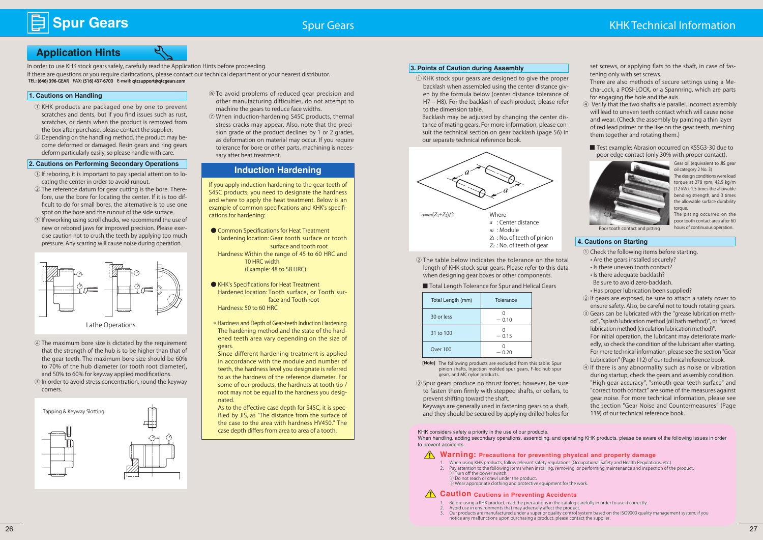# Spur Gears

## Application Hints

In order to use KHK stock gears safely, carefully read the Application Hints before proceeding.
If there are questions or you require clarifications, please contact our technical department or your nearest distributor.
TEL: (646) 396-GEAR FAX: (516) 437-6700 E-mail: qtcsupport@qtcgears.com

### 1. Cautions on Handling

① KHK products are packaged one by one to prevent scratches and dents, but if you find issues such as rust, scratches, or dents when the product is removed from the box after purchase, please contact the supplier.
② Depending on the handling method, the product may become deformed or damaged. Resin gears and ring gears deform particularly easily, so please handle with care.

### 2. Cautions on Performing Secondary Operations

① If reboring, it is important to pay special attention to locating the center in order to avoid runout.
② The reference datum for gear cutting is the bore. Therefore, use the bore for locating the center. If it is too difficult to do for small bores, the alternative is to use one spot on the bore and the runout of the side surface.
③ If reworking using scroll chucks, we recommend the use of new or rebored jaws for improved precision. Please exercise caution not to crush the teeth by applying too much pressure. Any scarring will cause noise during operation.

Lathe Operations

④ The maximum bore size is dictated by the requirement that the strength of the hub is to be higher than that of the gear teeth. The maximum bore size should be 60% to 70% of the hub diameter (or tooth root diameter), and 50% to 60% for keyway applied modifications.
⑤ In order to avoid stress concentration, round the keyway corners.

Tapping & Keyway Slotting

⑥ To avoid problems of reduced gear precision and other manufacturing difficulties, do not attempt to machine the gears to reduce face widths.
⑦ When induction-hardening S45C products, thermal stress cracks may appear. Also, note that the precision grade of the product declines by 1 or 2 grades, as deformation on material may occur. If you require tolerance for bore or other parts, machining is necessary after heat treatment.

## Induction Hardening

If you apply induction hardening to the gear teeth of S45C products, you need to designate the hardness and where to apply the heat treatment. Below is an example of common specifications and KHK's specifications for hardening:

● Common Specifications for Heat Treatment
Hardening location: Gear tooth surface or tooth surface and tooth root
Hardness: Within the range of 45 to 60 HRC and 10 HRC width
(Example: 48 to 58 HRC)

● KHK's Specifications for Heat Treatment
Hardened location: Tooth surface, or Tooth surface and Tooth root
Hardness: 50 to 60 HRC

* Hardness and Depth of Gear-teeth Induction Hardening
The hardening method and the state of the hardened teeth area vary depending on the size of gears.
Since different hardening treatment is applied in accordance with the module and number of teeth, the hardness level you designate is referred to as the hardness of the reference diameter. For some of our products, the hardness at tooth tip / root may not be equal to the hardness you designated.
As to the effective case depth for S45C, it is specified by JIS, as "The distance from the surface of the case to the area with hardness HV450." The case depth differs from area to area of a tooth.

### 3. Points of Caution during Assembly

① KHK stock spur gears are designed to give the proper backlash when assembled using the center distance given by the formula below (center distance tolerance of H7 – H8). For the backlash of each product, please refer to the dimension table.
Backlash may be adjusted by changing the center distance of mating gears. For more information, please consult the technical section on gear backlash (page 56) in our separate technical reference book.

$$a = m(Z_1 + Z_2)/2$$

Where
$a$ : Center distance
$m$ : Module
$Z_1$ : No. of teeth of pinion
$Z_2$ : No. of teeth of gear

② The table below indicates the tolerance on the total length of KHK stock spur gears. Please refer to this data when designing gear boxes or other components.

■ Total Length Tolerance for Spur and Helical Gears

| Total Length (mm) | Tolerance |
|---|---|
| 30 or less | 0 / − 0.10 |
| 31 to 100 | 0 / − 0.15 |
| Over 100 | 0 / − 0.20 |

[Note] The following products are excluded from this table: Spur pinion shafts, Injection molded spur gears, F-loc hub spur gears, and MC nylon products.

③ Spur gears produce no thrust forces; however, be sure to fasten them firmly with stepped shafts, or collars, to prevent shifting toward the shaft.
Keyways are generally used in fastening gears to a shaft, and they should be secured by applying drilled holes for set screws, or applying flats to the shaft, in case of fastening only with set screws.
There are also methods of secure settings using a Mecha-Lock, a POSI-LOCK, or a Spannring, which are parts for engaging the hole and the axis.
④ Verify that the two shafts are parallel. Incorrect assembly will lead to uneven teeth contact which will cause noise and wear. (Check the assembly by painting a thin layer of red lead primer or the like on the gear teeth, meshing them together and rotating them.)

■ Test example: Abrasion occurred on KSSG3-30 due to poor edge contact (only 30% with proper contact).

Gear oil (equivalent to JIS gear oil category 2 No. 3)
The design conditions were load torque at 278 rpm, 42.5 kg/m (12 kW), 1.5 times the allowable bending strength, and 3 times the allowable surface durability torque.
The pitting occurred on the poor tooth contact area after 60 hours of continuous operation.

Poor tooth contact and pitting

### 4. Cautions on Starting

① Check the following items before starting.
- Are the gears installed securely?
- Is there uneven tooth contact?
- Is there adequate backlash?
  Be sure to avoid zero-backlash.
- Has proper lubrication been supplied?

② If gears are exposed, be sure to attach a safety cover to ensure safety. Also, be careful not to touch rotating gears.
③ Gears can be lubricated with the "grease lubrication method", "splash lubrication method (oil bath method)", or "forced lubrication method (circulation lubrication method)".
For initial operation, the lubricant may deteriorate markedly, so check the condition of the lubricant after starting.
For more technical information, please see the section "Gear Lubrication" (Page 112) of our technical reference book.
④ If there is any abnormality such as noise or vibration during startup, check the gears and assembly condition. "High gear accuracy", "smooth gear teeth surface" and "correct tooth contact" are some of the measures against gear noise. For more technical information, please see the section "Gear Noise and Countermeasures" (Page 119) of our technical reference book.

KHK considers safety a priority in the use of our products.
When handling, adding secondary operations, assembling, and operating KHK products, please be aware of the following issues in order to prevent accidents.

**Warning: Precautions for preventing physical and property damage**

1. When using KHK products, follow relevant safety regulations (Occupational Safety and Health Regulations, etc.).
2. Pay attention to the following items when installing, removing, or performing maintenance and inspection of the product.
   ① Turn off the power switch.
   ② Do not reach or crawl under the product.
   ③ Wear appropriate clothing and protective equipment for the work.

**Caution: Cautions in Preventing Accidents**

1. Before using a KHK product, read the precautions in the catalog carefully in order to use it correctly.
2. Avoid use in environments that may adversely affect the product.
3. Our products are manufactured under a superior quality control system based on the ISO9000 quality management system; if you notice any malfunctions upon purchasing a product, please contact the supplier.